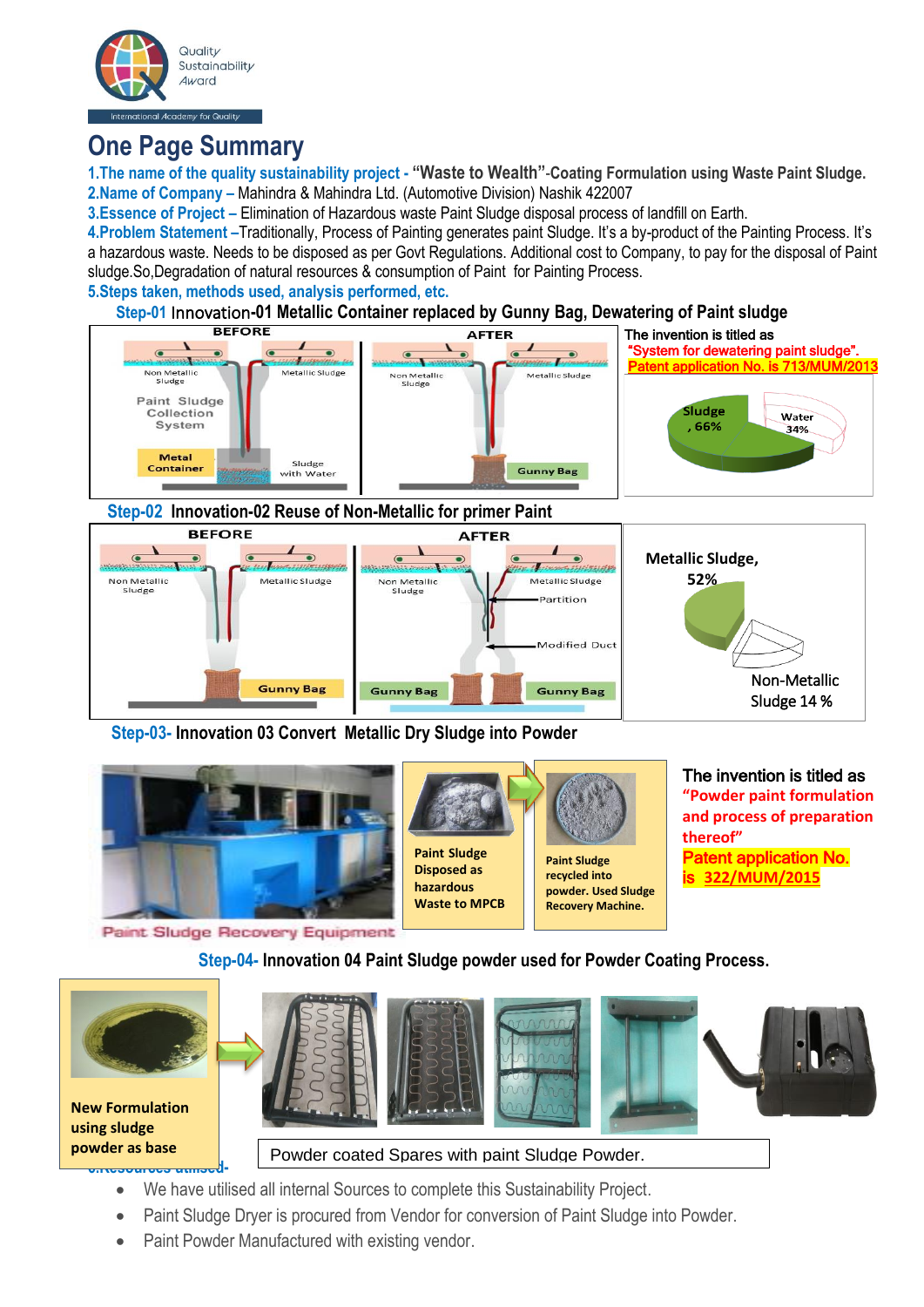Quality Sustainability Award

International Academy for Quality

# One Page Summary

**1.The name of the quality sustainability project - "Waste to Wealth"-Coating Formulation using Waste Paint Sludge.**

**2.Name of Company –** Mahindra & Mahindra Ltd. (Automotive Division) Nashik 422007

**3.Essence of Project –** Elimination of Hazardous waste Paint Sludge disposal process of landfill on Earth.

**4.Problem Statement –**Traditionally, Process of Painting generates paint Sludge. It's a by-product of the Painting Process. It's a hazardous waste. Needs to be disposed as per Govt Regulations. Additional cost to Company, to pay for the disposal of Paint sludge.So,Degradation of natural resources & consumption of Paint for Painting Process.

**5.Steps taken, methods used, analysis performed, etc.**

**Step-01 Innovation-01 Metallic Container replaced by Gunny Bag, Dewatering of Paint sludge**

BEFORE: Non Metallic Sludge, Metallic Sludge, Paint Sludge Collection System, Metal Container, Sludge with Water

AFTER: Non Metallic Sludge, Metallic Sludge, Gunny Bag

The invention is titled as "System for dewatering paint sludge". Patent application No. is 713/MUM/2013

Sludge, 66% · Water 34%

**Step-02 Innovation-02 Reuse of Non-Metallic for primer Paint**

BEFORE: Non Metallic Sludge, Metallic Sludge, Gunny Bag

AFTER: Non Metallic Sludge, Metallic Sludge, Partition, Modified Duct, Gunny Bag, Gunny Bag

Metallic Sludge, 52% · Non-Metallic Sludge 14 %

**Step-03- Innovation 03 Convert Metallic Dry Sludge into Powder**

Paint Sludge Recovery Equipment

Paint Sludge Disposed as hazardous Waste to MPCB

Paint Sludge recycled into powder. Used Sludge Recovery Machine.

The invention is titled as "Powder paint formulation and process of preparation thereof" Patent application No. is 322/MUM/2015

**Step-04- Innovation 04 Paint Sludge powder used for Powder Coating Process.**

New Formulation using sludge powder as base

Powder coated Spares with paint Sludge Powder.

**6.Resources utilised-**

- We have utilised all internal Sources to complete this Sustainability Project.
- Paint Sludge Dryer is procured from Vendor for conversion of Paint Sludge into Powder.
- Paint Powder Manufactured with existing vendor.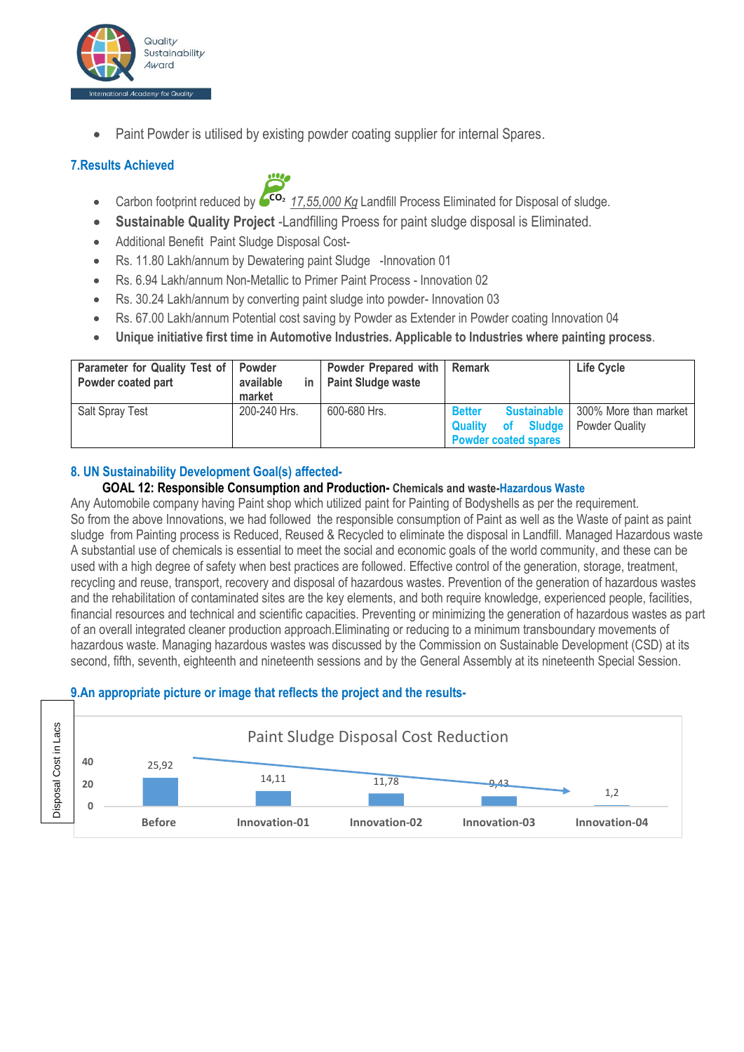- Paint Powder is utilised by existing powder coating supplier for internal Spares.

### 7.Results Achieved

- Carbon footprint reduced by $CO_2$ *17,55,000 Kg* Landfill Process Eliminated for Disposal of sludge.
- **Sustainable Quality Project** -Landfilling Proess for paint sludge disposal is Eliminated.
- Additional Benefit Paint Sludge Disposal Cost-
- Rs. 11.80 Lakh/annum by Dewatering paint Sludge -Innovation 01
- Rs. 6.94 Lakh/annum Non-Metallic to Primer Paint Process - Innovation 02
- Rs. 30.24 Lakh/annum by converting paint sludge into powder- Innovation 03
- Rs. 67.00 Lakh/annum Potential cost saving by Powder as Extender in Powder coating Innovation 04
- **Unique initiative first time in Automotive Industries. Applicable to Industries where painting process**.

| Parameter for Quality Test of Powder coated part | Powder available in market | Powder Prepared with Paint Sludge waste | Remark | Life Cycle |
|---|---|---|---|---|
| Salt Spray Test | 200-240 Hrs. | 600-680 Hrs. | **Better Sustainable Quality of Sludge Powder coated spares** | 300% More than market Powder Quality |

### 8. UN Sustainability Development Goal(s) affected-

**GOAL 12: Responsible Consumption and Production- Chemicals and waste-Hazardous Waste**

Any Automobile company having Paint shop which utilized paint for Painting of Bodyshells as per the requirement.
So from the above Innovations, we had followed the responsible consumption of Paint as well as the Waste of paint as paint sludge from Painting process is Reduced, Reused & Recycled to eliminate the disposal in Landfill. Managed Hazardous waste
A substantial use of chemicals is essential to meet the social and economic goals of the world community, and these can be used with a high degree of safety when best practices are followed. Effective control of the generation, storage, treatment, recycling and reuse, transport, recovery and disposal of hazardous wastes. Prevention of the generation of hazardous wastes and the rehabilitation of contaminated sites are the key elements, and both require knowledge, experienced people, facilities, financial resources and technical and scientific capacities. Preventing or minimizing the generation of hazardous wastes as part of an overall integrated cleaner production approach.Eliminating or reducing to a minimum transboundary movements of hazardous waste. Managing hazardous wastes was discussed by the Commission on Sustainable Development (CSD) at its second, fifth, seventh, eighteenth and nineteenth sessions and by the General Assembly at its nineteenth Special Session.

### 9.An appropriate picture or image that reflects the project and the results-

Paint Sludge Disposal Cost Reduction

Disposal Cost in Lacs

40
20
0

25,92
14,11
11,78
9,43
1,2

Before
Innovation-01
Innovation-02
Innovation-03
Innovation-04